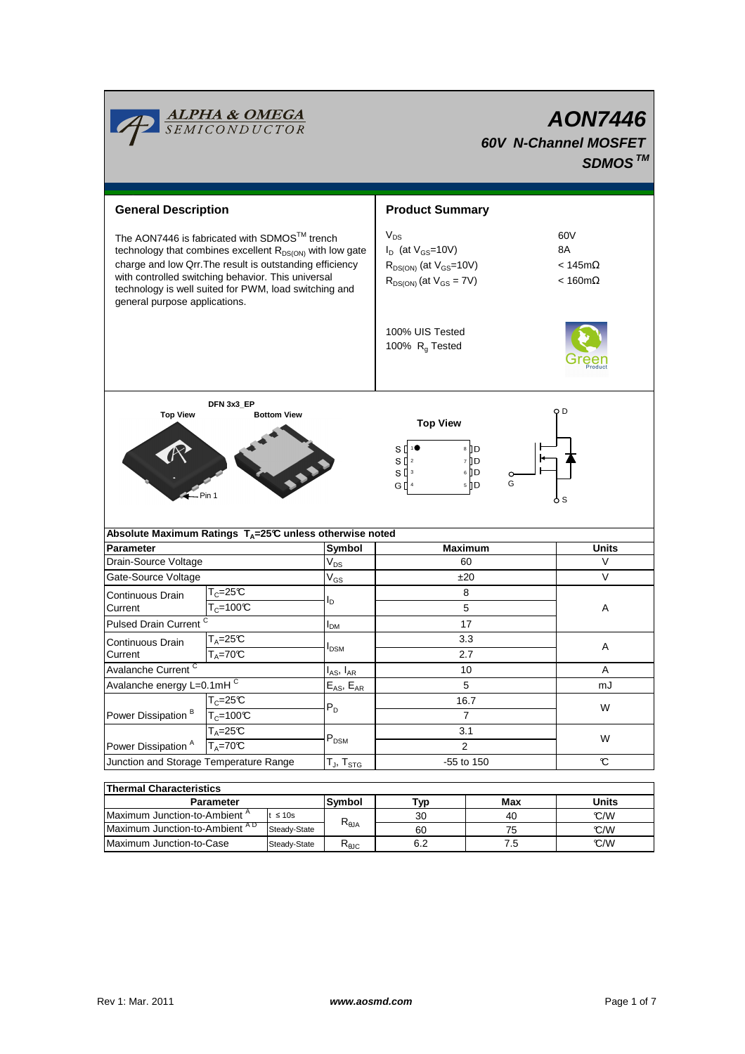ALPHA & OMEGA SEMICONDUCTOR

# AON7446

### 60V N-Channel MOSFET

### SDMOS™

## General Description

The AON7446 is fabricated with SDMOS™ trench technology that combines excellent $R_{DS(ON)}$ with low gate charge and low Qrr.The result is outstanding efficiency with controlled switching behavior. This universal technology is well suited for PWM, load switching and general purpose applications.

## Product Summary

| | |
|---|---|
| $V_{DS}$ | 60V |
| $I_D$ (at $V_{GS}$=10V) | 8A |
| $R_{DS(ON)}$ (at $V_{GS}$=10V) | < 145mΩ |
| $R_{DS(ON)}$ (at $V_{GS}$ = 7V) | < 160mΩ |

100% UIS Tested
100% $R_g$ Tested

DFN 3x3_EP

Top View / Bottom View

Pin 1

Top View

S 1 ● 8 D
S 2 7 D
S 3 6 D
G 4 5 D

D, G, S

**Absolute Maximum Ratings $T_A$=25°C unless otherwise noted**

| Parameter | | Symbol | Maximum | Units |
|---|---|---|---|---|
| Drain-Source Voltage | | $V_{DS}$ | 60 | V |
| Gate-Source Voltage | | $V_{GS}$ | ±20 | V |
| Continuous Drain Current | $T_C$=25°C | $I_D$ | 8 | A |
| | $T_C$=100°C | | 5 | |
| Pulsed Drain Current [C] | | $I_{DM}$ | 17 | |
| Continuous Drain Current | $T_A$=25°C | $I_{DSM}$ | 3.3 | A |
| | $T_A$=70°C | | 2.7 | |
| Avalanche Current [C] | | $I_{AS}$, $I_{AR}$ | 10 | A |
| Avalanche energy L=0.1mH [C] | | $E_{AS}$, $E_{AR}$ | 5 | mJ |
| Power Dissipation [B] | $T_C$=25°C | $P_D$ | 16.7 | W |
| | $T_C$=100°C | | 7 | |
| Power Dissipation [A] | $T_A$=25°C | $P_{DSM}$ | 3.1 | W |
| | $T_A$=70°C | | 2 | |
| Junction and Storage Temperature Range | | $T_J$, $T_{STG}$ | -55 to 150 | °C |

**Thermal Characteristics**

| Parameter | | Symbol | Typ | Max | Units |
|---|---|---|---|---|---|
| Maximum Junction-to-Ambient [A] | t ≤ 10s | $R_{\theta JA}$ | 30 | 40 | °C/W |
| Maximum Junction-to-Ambient [A D] | Steady-State | | 60 | 75 | °C/W |
| Maximum Junction-to-Case | Steady-State | $R_{\theta JC}$ | 6.2 | 7.5 | °C/W |

Rev 1: Mar. 2011 www.aosmd.com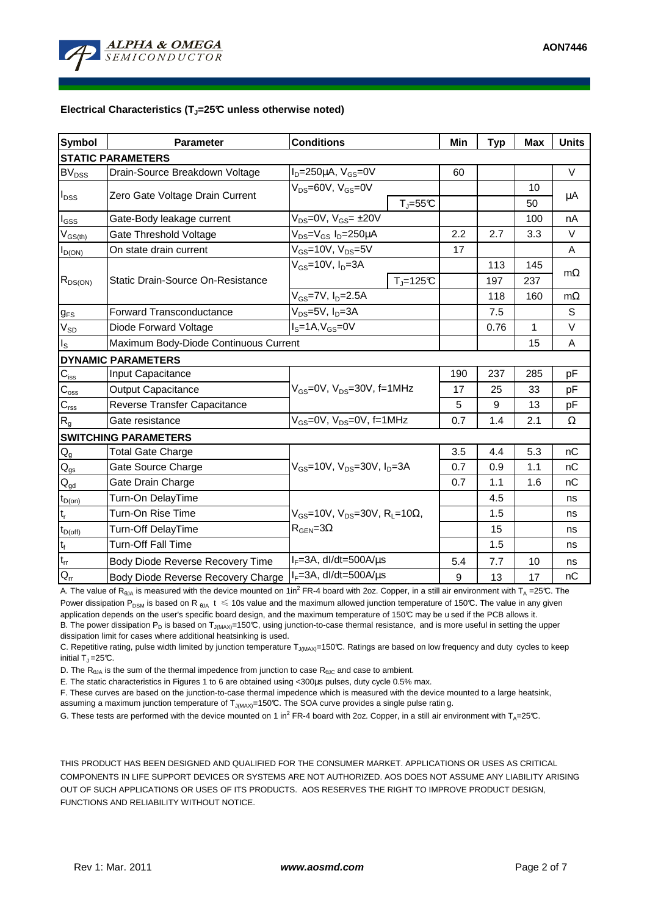**Electrical Characteristics ($T_J$=25°C unless otherwise noted)**

| Symbol | Parameter | Conditions | | Min | Typ | Max | Units |
|---|---|---|---|---|---|---|---|
| **STATIC PARAMETERS** | | | | | | | |
| $BV_{DSS}$ | Drain-Source Breakdown Voltage | $I_D$=250µA, $V_{GS}$=0V | | 60 | | | V |
| $I_{DSS}$ | Zero Gate Voltage Drain Current | $V_{DS}$=60V, $V_{GS}$=0V | | | | 10 | µA |
| | | | $T_J$=55°C | | | 50 | |
| $I_{GSS}$ | Gate-Body leakage current | $V_{DS}$=0V, $V_{GS}$= ±20V | | | | 100 | nA |
| $V_{GS(th)}$ | Gate Threshold Voltage | $V_{DS}$=$V_{GS}$ $I_D$=250µA | | 2.2 | 2.7 | 3.3 | V |
| $I_{D(ON)}$ | On state drain current | $V_{GS}$=10V, $V_{DS}$=5V | | 17 | | | A |
| $R_{DS(ON)}$ | Static Drain-Source On-Resistance | $V_{GS}$=10V, $I_D$=3A | | | 113 | 145 | mΩ |
| | | | $T_J$=125°C | | 197 | 237 | |
| | | $V_{GS}$=7V, $I_D$=2.5A | | | 118 | 160 | mΩ |
| $g_{FS}$ | Forward Transconductance | $V_{DS}$=5V, $I_D$=3A | | | 7.5 | | S |
| $V_{SD}$ | Diode Forward Voltage | $I_S$=1A,$V_{GS}$=0V | | | 0.76 | 1 | V |
| $I_S$ | Maximum Body-Diode Continuous Current | | | | | 15 | A |
| **DYNAMIC PARAMETERS** | | | | | | | |
| $C_{iss}$ | Input Capacitance | $V_{GS}$=0V, $V_{DS}$=30V, f=1MHz | | 190 | 237 | 285 | pF |
| $C_{oss}$ | Output Capacitance | | | 17 | 25 | 33 | pF |
| $C_{rss}$ | Reverse Transfer Capacitance | | | 5 | 9 | 13 | pF |
| $R_g$ | Gate resistance | $V_{GS}$=0V, $V_{DS}$=0V, f=1MHz | | 0.7 | 1.4 | 2.1 | Ω |
| **SWITCHING PARAMETERS** | | | | | | | |
| $Q_g$ | Total Gate Charge | $V_{GS}$=10V, $V_{DS}$=30V, $I_D$=3A | | 3.5 | 4.4 | 5.3 | nC |
| $Q_{gs}$ | Gate Source Charge | | | 0.7 | 0.9 | 1.1 | nC |
| $Q_{gd}$ | Gate Drain Charge | | | 0.7 | 1.1 | 1.6 | nC |
| $t_{D(on)}$ | Turn-On DelayTime | $V_{GS}$=10V, $V_{DS}$=30V, $R_L$=10Ω, $R_{GEN}$=3Ω | | | 4.5 | | ns |
| $t_r$ | Turn-On Rise Time | | | | 1.5 | | ns |
| $t_{D(off)}$ | Turn-Off DelayTime | | | | 15 | | ns |
| $t_f$ | Turn-Off Fall Time | | | | 1.5 | | ns |
| $t_{rr}$ | Body Diode Reverse Recovery Time | $I_F$=3A, dI/dt=500A/µs | | 5.4 | 7.7 | 10 | ns |
| $Q_{rr}$ | Body Diode Reverse Recovery Charge | $I_F$=3A, dI/dt=500A/µs | | 9 | 13 | 17 | nC |

A. The value of $R_{θJA}$ is measured with the device mounted on 1in² FR-4 board with 2oz. Copper, in a still air environment with $T_A$ =25°C. The Power dissipation $P_{DSM}$ is based on R $_{θJA}$ t ≤ 10s value and the maximum allowed junction temperature of 150°C. The value in any given application depends on the user's specific board design, and the maximum temperature of 150°C may be u sed if the PCB allows it.

B. The power dissipation $P_D$ is based on $T_{J(MAX)}$=150°C, using junction-to-case thermal resistance, and is more useful in setting the upper dissipation limit for cases where additional heatsinking is used.

C. Repetitive rating, pulse width limited by junction temperature $T_{J(MAX)}$=150°C. Ratings are based on low frequency and duty cycles to keep initial $T_J$ =25°C.

D. The $R_{θJA}$ is the sum of the thermal impedence from junction to case $R_{θJC}$ and case to ambient.

E. The static characteristics in Figures 1 to 6 are obtained using <300µs pulses, duty cycle 0.5% max.

F. These curves are based on the junction-to-case thermal impedence which is measured with the device mounted to a large heatsink, assuming a maximum junction temperature of $T_{J(MAX)}$=150°C. The SOA curve provides a single pulse ratin g.

G. These tests are performed with the device mounted on 1 in² FR-4 board with 2oz. Copper, in a still air environment with $T_A$=25°C.

THIS PRODUCT HAS BEEN DESIGNED AND QUALIFIED FOR THE CONSUMER MARKET. APPLICATIONS OR USES AS CRITICAL COMPONENTS IN LIFE SUPPORT DEVICES OR SYSTEMS ARE NOT AUTHORIZED. AOS DOES NOT ASSUME ANY LIABILITY ARISING OUT OF SUCH APPLICATIONS OR USES OF ITS PRODUCTS. AOS RESERVES THE RIGHT TO IMPROVE PRODUCT DESIGN, FUNCTIONS AND RELIABILITY WITHOUT NOTICE.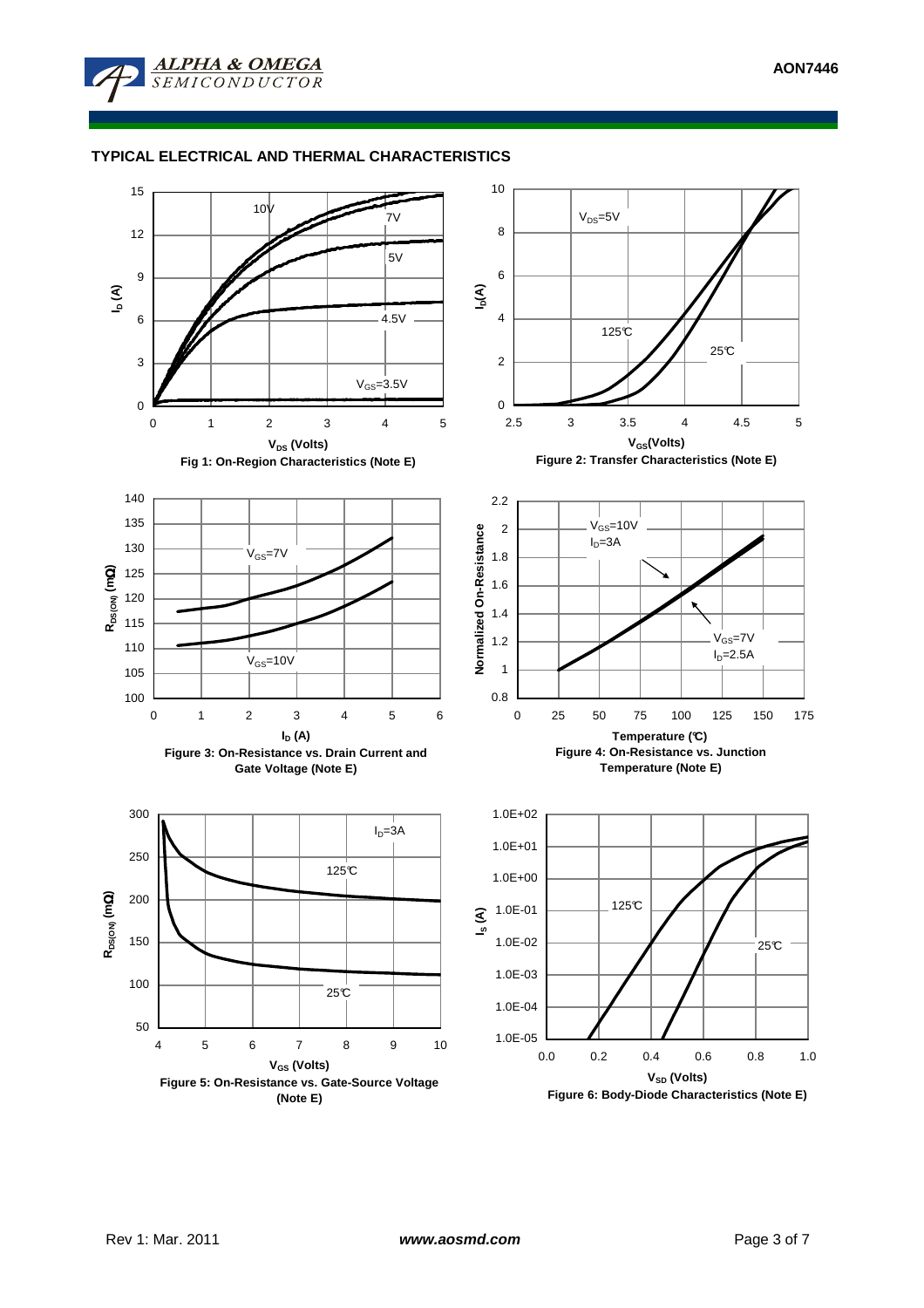## TYPICAL ELECTRICAL AND THERMAL CHARACTERISTICS

Fig 1: On-Region Characteristics (Note E)

Figure 2: Transfer Characteristics (Note E)

Figure 3: On-Resistance vs. Drain Current and Gate Voltage (Note E)

Figure 4: On-Resistance vs. Junction Temperature (Note E)

Figure 5: On-Resistance vs. Gate-Source Voltage (Note E)

Figure 6: Body-Diode Characteristics (Note E)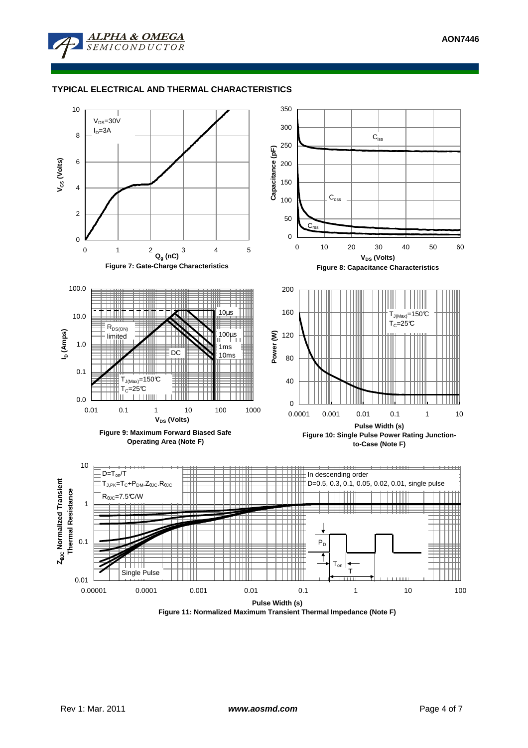## TYPICAL ELECTRICAL AND THERMAL CHARACTERISTICS

$V_{DS}$=30V
$I_D$=3A

**Figure 7: Gate-Charge Characteristics**

$C_{iss}$
$C_{oss}$
$C_{rss}$

**Figure 8: Capacitance Characteristics**

$R_{DS(ON)}$ limited
10µs
100µs
1ms
10ms
DC
$T_{J(Max)}$=150°C
$T_C$=25°C

**Figure 9: Maximum Forward Biased Safe Operating Area (Note F)**

$T_{J(Max)}$=150°C
$T_C$=25°C

**Figure 10: Single Pulse Power Rating Junction-to-Case (Note F)**

$D=T_{on}/T$
$T_{J,PK}=T_C+P_{DM}.Z_{\theta JC}.R_{\theta JC}$
$R_{\theta JC}$=7.5°C/W

In descending order
D=0.5, 0.3, 0.1, 0.05, 0.02, 0.01, single pulse

Single Pulse

**Figure 11: Normalized Maximum Transient Thermal Impedance (Note F)**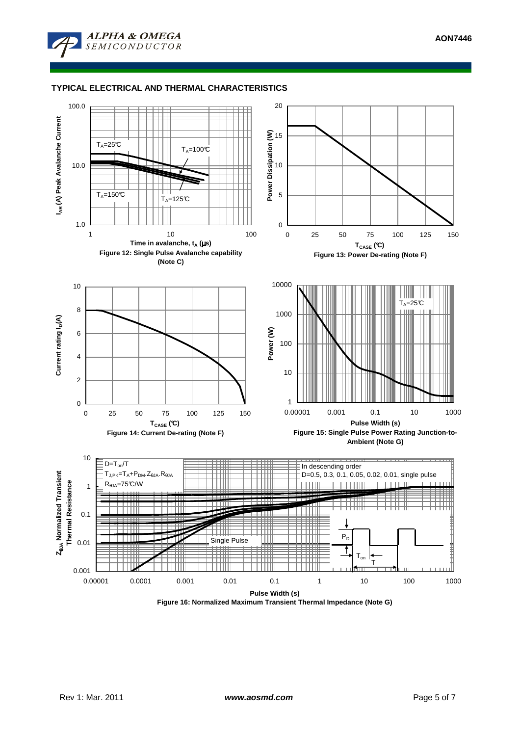## TYPICAL ELECTRICAL AND THERMAL CHARACTERISTICS

Figure 12: Single Pulse Avalanche capability (Note C)

Figure 13: Power De-rating (Note F)

Figure 14: Current De-rating (Note F)

Figure 15: Single Pulse Power Rating Junction-to-Ambient (Note G)

Figure 16: Normalized Maximum Transient Thermal Impedance (Note G)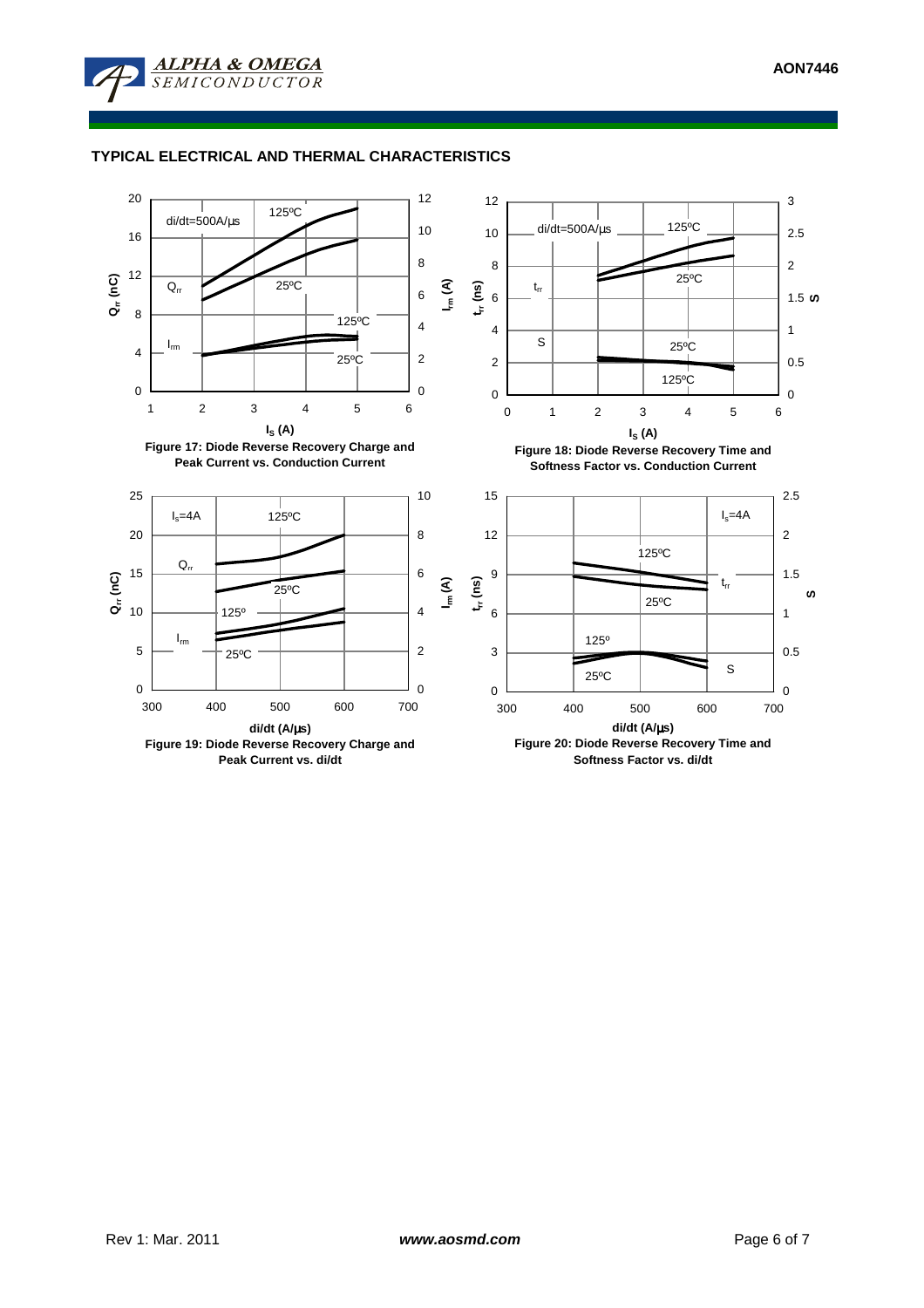## TYPICAL ELECTRICAL AND THERMAL CHARACTERISTICS

**Figure 17: Diode Reverse Recovery Charge and Peak Current vs. Conduction Current**

**Figure 18: Diode Reverse Recovery Time and Softness Factor vs. Conduction Current**

**Figure 19: Diode Reverse Recovery Charge and Peak Current vs. di/dt**

**Figure 20: Diode Reverse Recovery Time and Softness Factor vs. di/dt**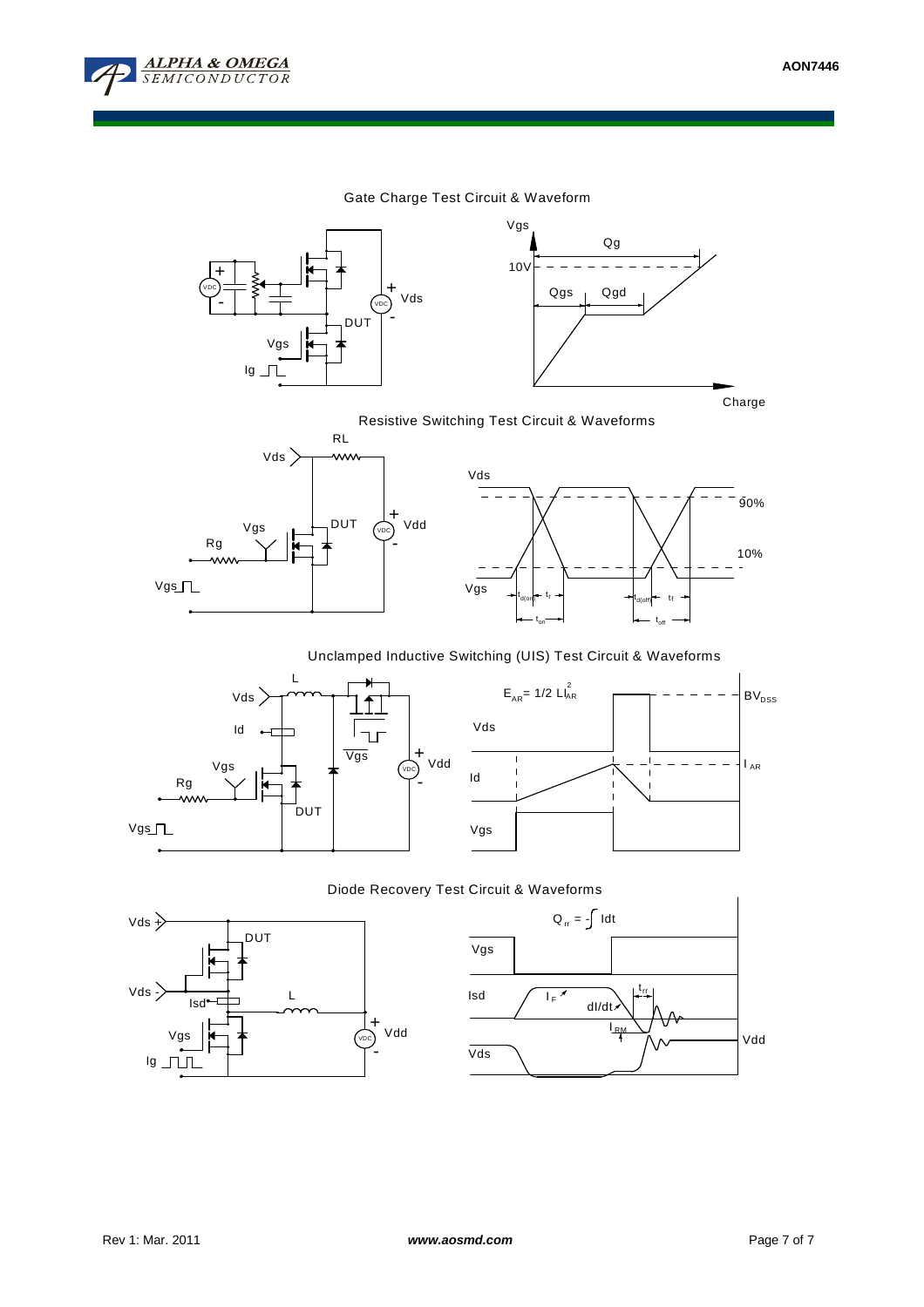## Gate Charge Test Circuit & Waveform

VDC
Vds
DUT
Vgs
Ig

Vgs
Qg
10V
Qgs
Qgd
Charge

## Resistive Switching Test Circuit & Waveforms

RL
Vds
DUT
Vdd
Vgs
Rg
Vgs

Vds
90%
10%
Vgs
$t_{d(on)}$ $t_r$
$t_{on}$
$t_{d(off)}$ $t_f$
$t_{off}$

## Unclamped Inductive Switching (UIS) Test Circuit & Waveforms

L
Vds
Id
Vgs
Vdd
Vgs
Rg
DUT
Vgs

$E_{AR} = 1/2\ LI_{AR}^2$
$BV_{DSS}$
Vds
Id
$I_{AR}$
Vgs

## Diode Recovery Test Circuit & Waveforms

Vds +
DUT
Vds -
Isd
L
Vdd
Vgs
Ig

$Q_{rr} = -\int Idt$
Vgs
Isd
$I_F$
dI/dt
$t_{rr}$
$I_{RM}$
Vds
Vdd